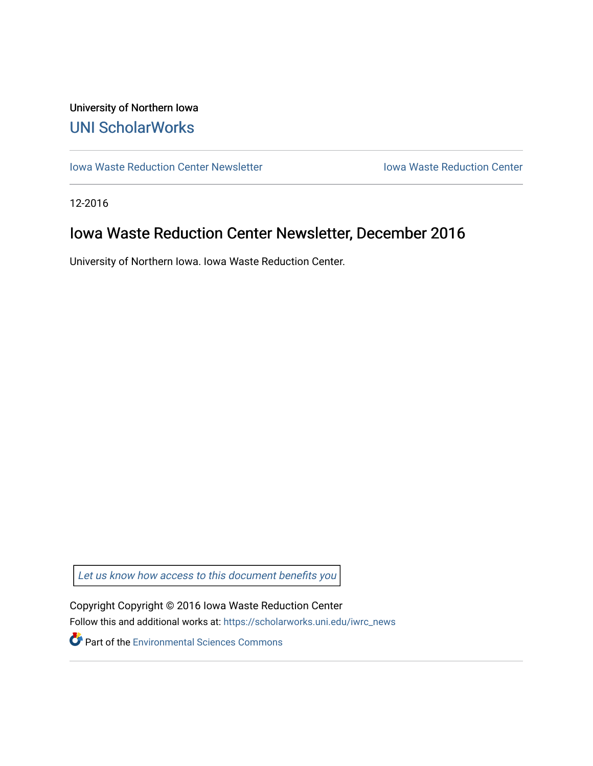University of Northern Iowa

UNI ScholarWorks

Iowa Waste Reduction Center Newsletter

Iowa Waste Reduction Center

12-2016

# Iowa Waste Reduction Center Newsletter, December 2016

University of Northern Iowa. Iowa Waste Reduction Center.

*Let us know how access to this document benefits you*

Copyright Copyright © 2016 Iowa Waste Reduction Center

Follow this and additional works at: https://scholarworks.uni.edu/iwrc_news

Part of the Environmental Sciences Commons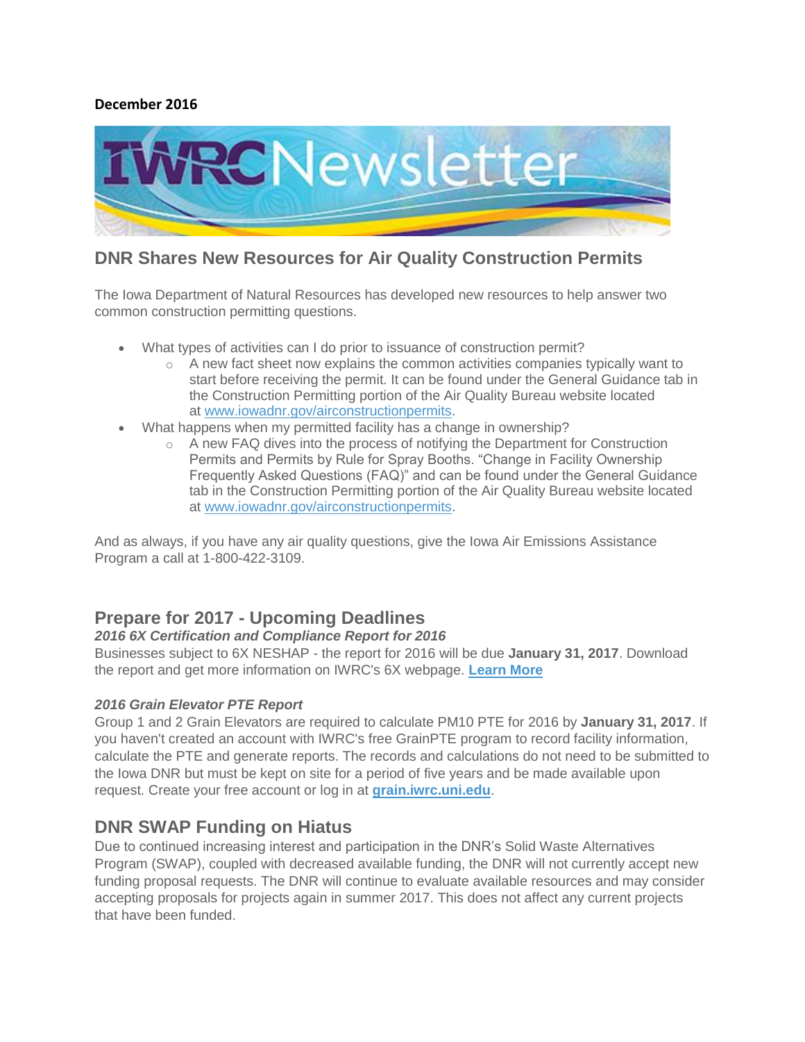**December 2016**

# IWRC Newsletter

## DNR Shares New Resources for Air Quality Construction Permits

The Iowa Department of Natural Resources has developed new resources to help answer two common construction permitting questions.

- What types of activities can I do prior to issuance of construction permit?
  - A new fact sheet now explains the common activities companies typically want to start before receiving the permit. It can be found under the General Guidance tab in the Construction Permitting portion of the Air Quality Bureau website located at www.iowadnr.gov/airconstructionpermits.
- What happens when my permitted facility has a change in ownership?
  - A new FAQ dives into the process of notifying the Department for Construction Permits and Permits by Rule for Spray Booths. "Change in Facility Ownership Frequently Asked Questions (FAQ)" and can be found under the General Guidance tab in the Construction Permitting portion of the Air Quality Bureau website located at www.iowadnr.gov/airconstructionpermits.

And as always, if you have any air quality questions, give the Iowa Air Emissions Assistance Program a call at 1-800-422-3109.

## Prepare for 2017 - Upcoming Deadlines

***2016 6X Certification and Compliance Report for 2016***

Businesses subject to 6X NESHAP - the report for 2016 will be due **January 31, 2017**. Download the report and get more information on IWRC's 6X webpage. **Learn More**

***2016 Grain Elevator PTE Report***

Group 1 and 2 Grain Elevators are required to calculate PM10 PTE for 2016 by **January 31, 2017**. If you haven't created an account with IWRC's free GrainPTE program to record facility information, calculate the PTE and generate reports. The records and calculations do not need to be submitted to the Iowa DNR but must be kept on site for a period of five years and be made available upon request. Create your free account or log in at **grain.iwrc.uni.edu**.

## DNR SWAP Funding on Hiatus

Due to continued increasing interest and participation in the DNR's Solid Waste Alternatives Program (SWAP), coupled with decreased available funding, the DNR will not currently accept new funding proposal requests. The DNR will continue to evaluate available resources and may consider accepting proposals for projects again in summer 2017. This does not affect any current projects that have been funded.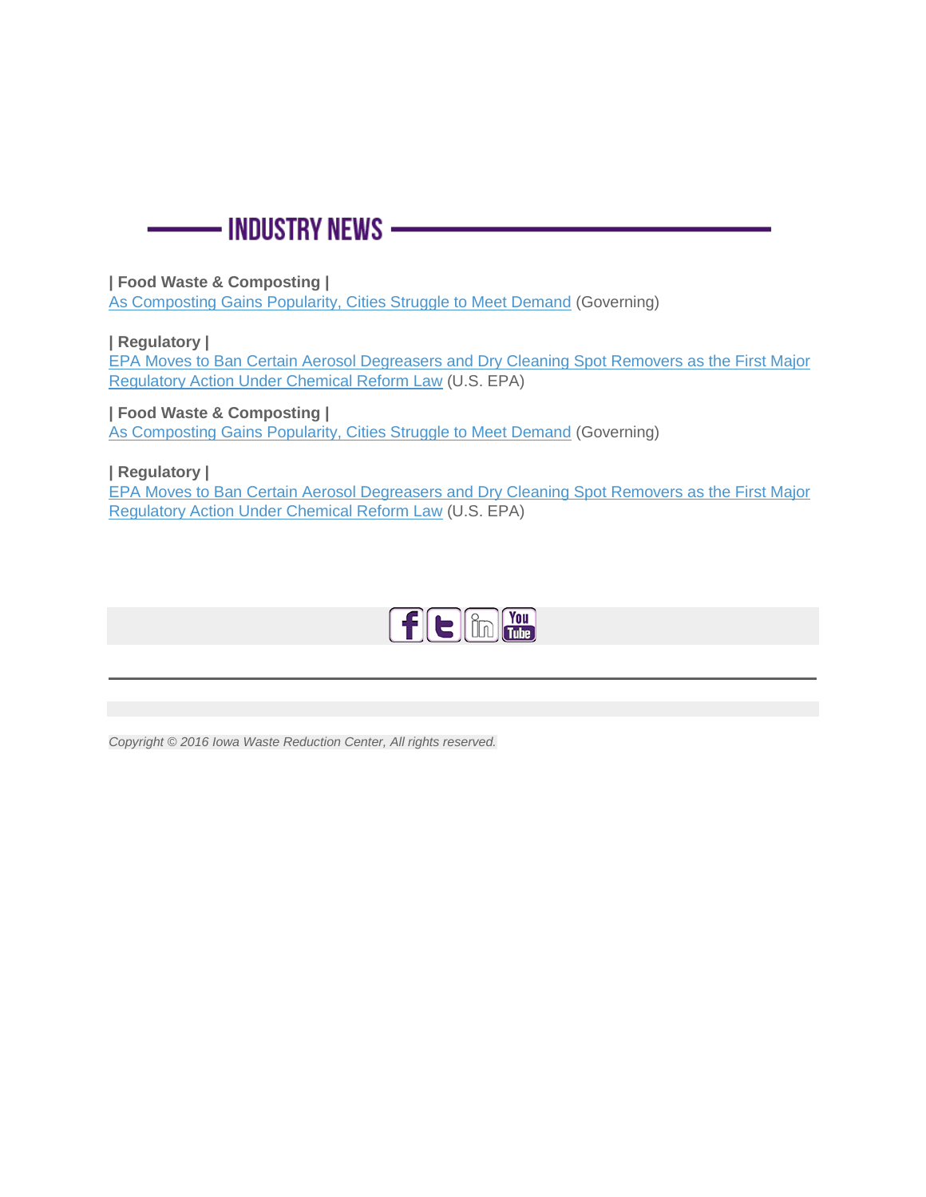## INDUSTRY NEWS

**| Food Waste & Composting |**
As Composting Gains Popularity, Cities Struggle to Meet Demand (Governing)

**| Regulatory |**
EPA Moves to Ban Certain Aerosol Degreasers and Dry Cleaning Spot Removers as the First Major Regulatory Action Under Chemical Reform Law (U.S. EPA)

**| Food Waste & Composting |**
As Composting Gains Popularity, Cities Struggle to Meet Demand (Governing)

**| Regulatory |**
EPA Moves to Ban Certain Aerosol Degreasers and Dry Cleaning Spot Removers as the First Major Regulatory Action Under Chemical Reform Law (U.S. EPA)

---

*Copyright © 2016 Iowa Waste Reduction Center, All rights reserved.*